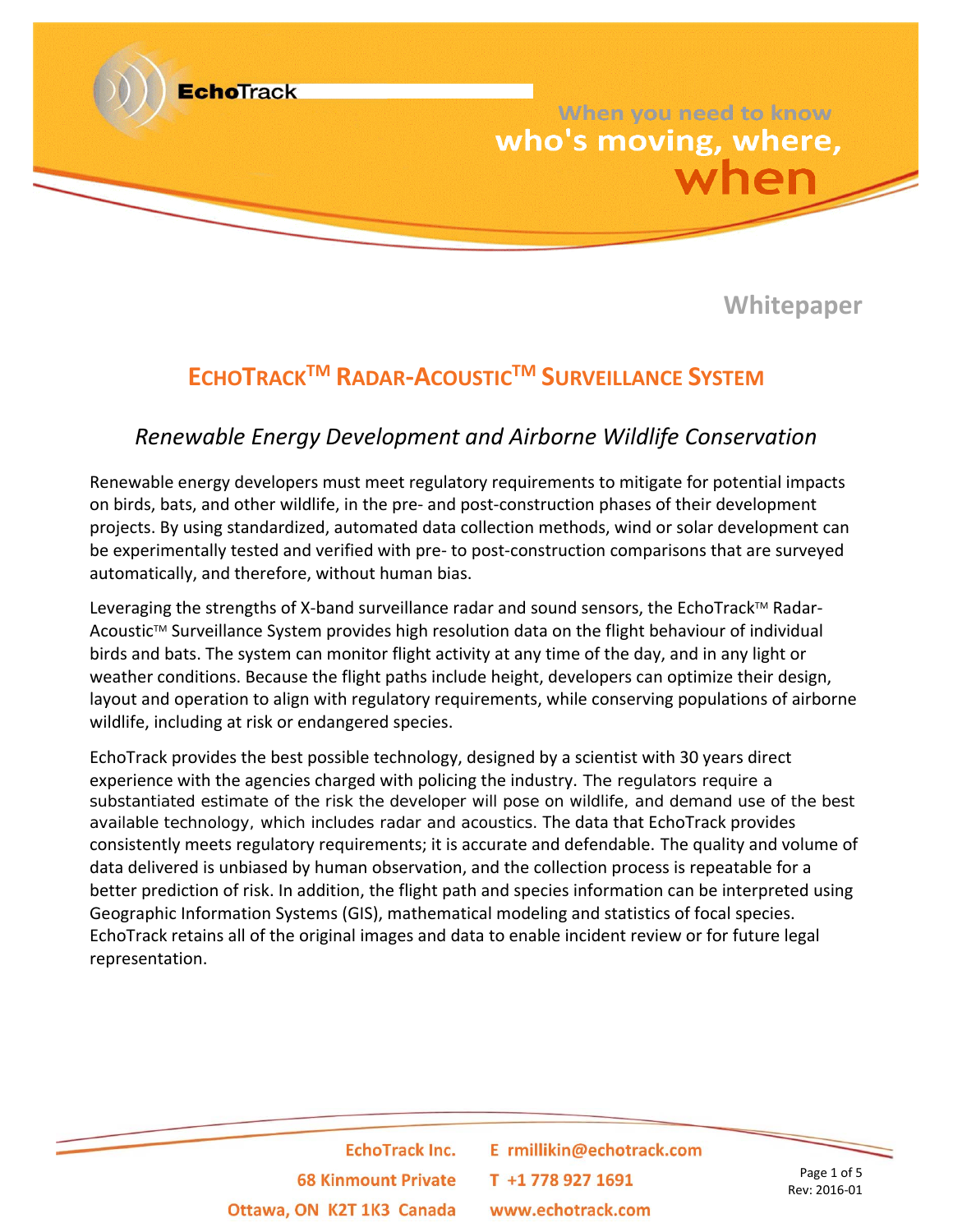EchoTrack

When you need to know
who's moving, where,
when

Whitepaper

# EchoTrack™ Radar-Acoustic™ Surveillance System

## *Renewable Energy Development and Airborne Wildlife Conservation*

Renewable energy developers must meet regulatory requirements to mitigate for potential impacts on birds, bats, and other wildlife, in the pre- and post-construction phases of their development projects. By using standardized, automated data collection methods, wind or solar development can be experimentally tested and verified with pre- to post-construction comparisons that are surveyed automatically, and therefore, without human bias.

Leveraging the strengths of X-band surveillance radar and sound sensors, the EchoTrack™ Radar-Acoustic™ Surveillance System provides high resolution data on the flight behaviour of individual birds and bats. The system can monitor flight activity at any time of the day, and in any light or weather conditions. Because the flight paths include height, developers can optimize their design, layout and operation to align with regulatory requirements, while conserving populations of airborne wildlife, including at risk or endangered species.

EchoTrack provides the best possible technology, designed by a scientist with 30 years direct experience with the agencies charged with policing the industry. The regulators require a substantiated estimate of the risk the developer will pose on wildlife, and demand use of the best available technology, which includes radar and acoustics. The data that EchoTrack provides consistently meets regulatory requirements; it is accurate and defendable. The quality and volume of data delivered is unbiased by human observation, and the collection process is repeatable for a better prediction of risk. In addition, the flight path and species information can be interpreted using Geographic Information Systems (GIS), mathematical modeling and statistics of focal species. EchoTrack retains all of the original images and data to enable incident review or for future legal representation.

EchoTrack Inc.
68 Kinmount Private
Ottawa, ON K2T 1K3 Canada

E rmillikin@echotrack.com
T +1 778 927 1691
www.echotrack.com

Rev: 2016-01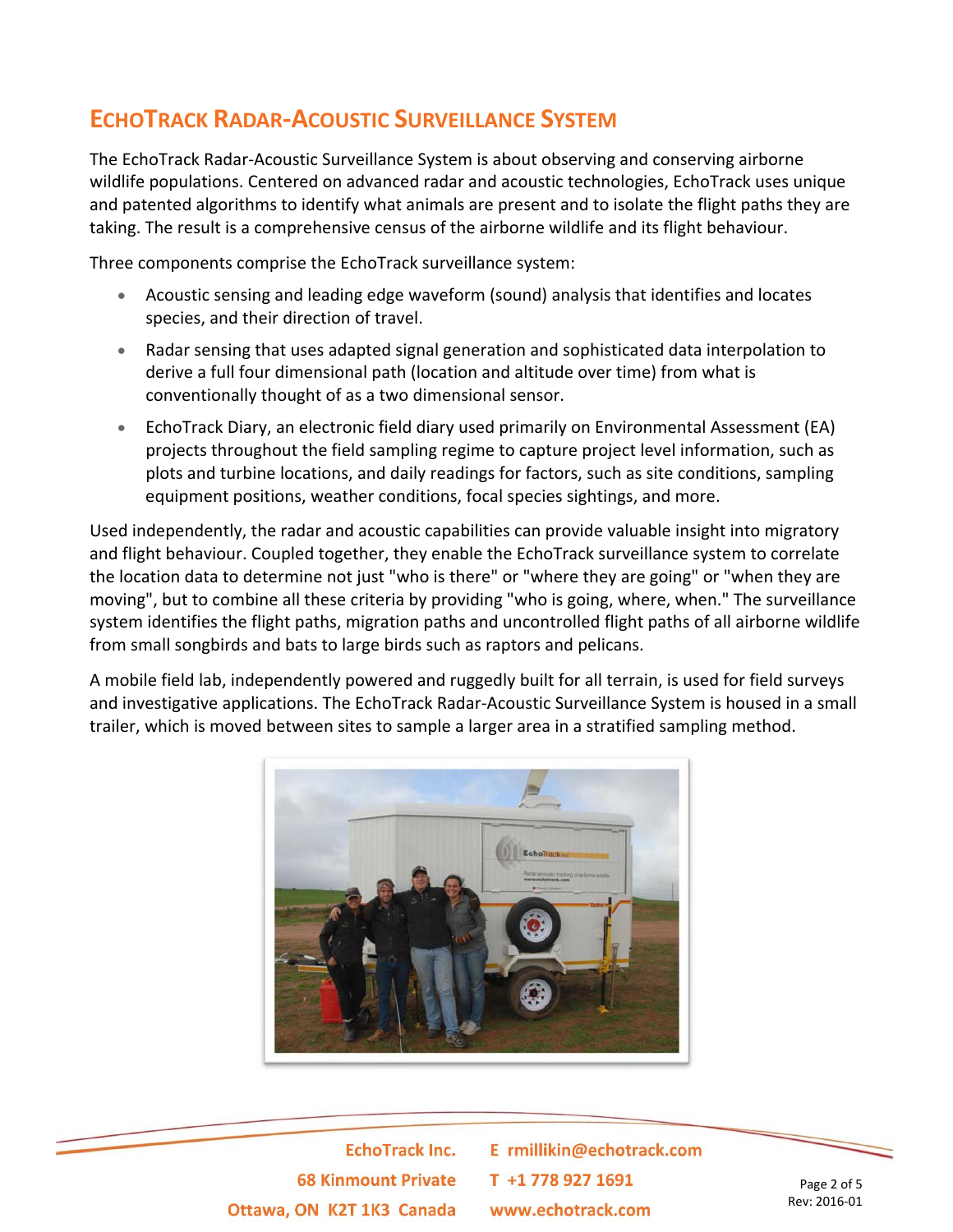## EchoTrack Radar-Acoustic Surveillance System

The EchoTrack Radar-Acoustic Surveillance System is about observing and conserving airborne wildlife populations. Centered on advanced radar and acoustic technologies, EchoTrack uses unique and patented algorithms to identify what animals are present and to isolate the flight paths they are taking. The result is a comprehensive census of the airborne wildlife and its flight behaviour.

Three components comprise the EchoTrack surveillance system:

- Acoustic sensing and leading edge waveform (sound) analysis that identifies and locates species, and their direction of travel.
- Radar sensing that uses adapted signal generation and sophisticated data interpolation to derive a full four dimensional path (location and altitude over time) from what is conventionally thought of as a two dimensional sensor.
- EchoTrack Diary, an electronic field diary used primarily on Environmental Assessment (EA) projects throughout the field sampling regime to capture project level information, such as plots and turbine locations, and daily readings for factors, such as site conditions, sampling equipment positions, weather conditions, focal species sightings, and more.

Used independently, the radar and acoustic capabilities can provide valuable insight into migratory and flight behaviour. Coupled together, they enable the EchoTrack surveillance system to correlate the location data to determine not just "who is there" or "where they are going" or "when they are moving", but to combine all these criteria by providing "who is going, where, when." The surveillance system identifies the flight paths, migration paths and uncontrolled flight paths of all airborne wildlife from small songbirds and bats to large birds such as raptors and pelicans.

A mobile field lab, independently powered and ruggedly built for all terrain, is used for field surveys and investigative applications. The EchoTrack Radar-Acoustic Surveillance System is housed in a small trailer, which is moved between sites to sample a larger area in a stratified sampling method.

EchoTrack Inc.
68 Kinmount Private
Ottawa, ON K2T 1K3 Canada

E rmillikin@echotrack.com
T +1 778 927 1691
www.echotrack.com

Rev: 2016-01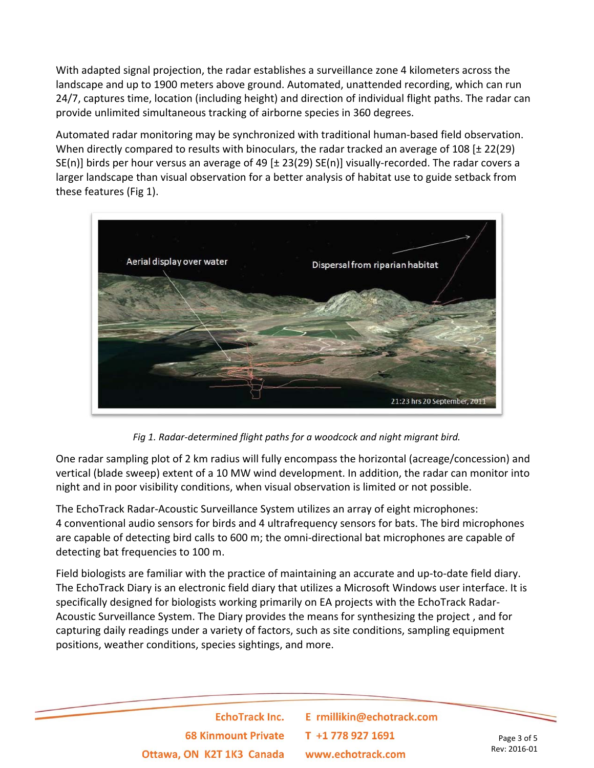With adapted signal projection, the radar establishes a surveillance zone 4 kilometers across the landscape and up to 1900 meters above ground. Automated, unattended recording, which can run 24/7, captures time, location (including height) and direction of individual flight paths. The radar can provide unlimited simultaneous tracking of airborne species in 360 degrees.

Automated radar monitoring may be synchronized with traditional human-based field observation. When directly compared to results with binoculars, the radar tracked an average of 108 [± 22(29) SE(n)] birds per hour versus an average of 49 [± 23(29) SE(n)] visually-recorded. The radar covers a larger landscape than visual observation for a better analysis of habitat use to guide setback from these features (Fig 1).

*Fig 1. Radar-determined flight paths for a woodcock and night migrant bird.*

One radar sampling plot of 2 km radius will fully encompass the horizontal (acreage/concession) and vertical (blade sweep) extent of a 10 MW wind development. In addition, the radar can monitor into night and in poor visibility conditions, when visual observation is limited or not possible.

The EchoTrack Radar-Acoustic Surveillance System utilizes an array of eight microphones: 4 conventional audio sensors for birds and 4 ultrafrequency sensors for bats. The bird microphones are capable of detecting bird calls to 600 m; the omni-directional bat microphones are capable of detecting bat frequencies to 100 m.

Field biologists are familiar with the practice of maintaining an accurate and up-to-date field diary. The EchoTrack Diary is an electronic field diary that utilizes a Microsoft Windows user interface. It is specifically designed for biologists working primarily on EA projects with the EchoTrack Radar-Acoustic Surveillance System. The Diary provides the means for synthesizing the project , and for capturing daily readings under a variety of factors, such as site conditions, sampling equipment positions, weather conditions, species sightings, and more.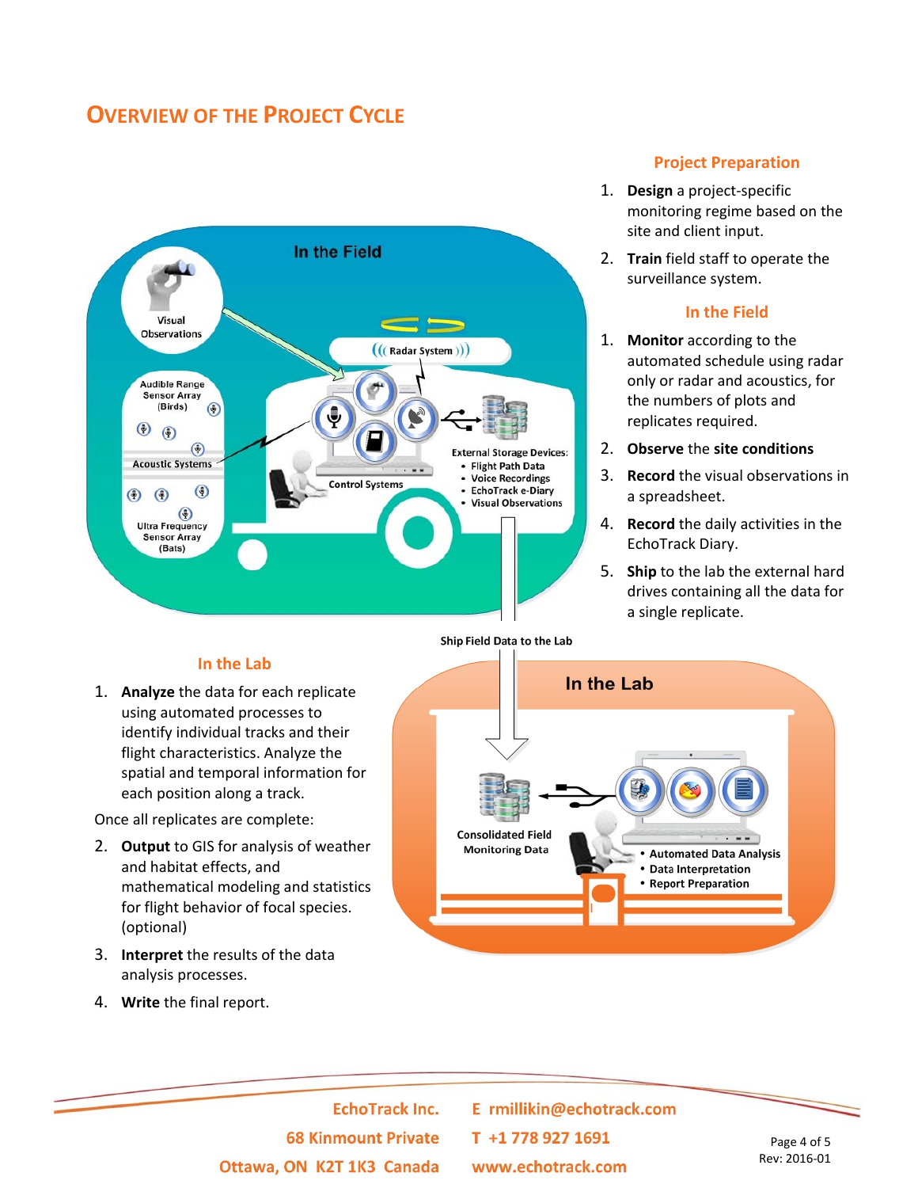## Overview of the Project Cycle

### Project Preparation

1. **Design** a project-specific monitoring regime based on the site and client input.
2. **Train** field staff to operate the surveillance system.

### In the Field

1. **Monitor** according to the automated schedule using radar only or radar and acoustics, for the numbers of plots and replicates required.
2. **Observe** the **site conditions**
3. **Record** the visual observations in a spreadsheet.
4. **Record** the daily activities in the EchoTrack Diary.
5. **Ship** to the lab the external hard drives containing all the data for a single replicate.

### In the Lab

1. **Analyze** the data for each replicate using automated processes to identify individual tracks and their flight characteristics. Analyze the spatial and temporal information for each position along a track.

Once all replicates are complete:

2. **Output** to GIS for analysis of weather and habitat effects, and mathematical modeling and statistics for flight behavior of focal species. (optional)
3. **Interpret** the results of the data analysis processes.
4. **Write** the final report.

EchoTrack Inc.
68 Kinmount Private
Ottawa, ON K2T 1K3 Canada

E rmillikin@echotrack.com
T +1 778 927 1691
www.echotrack.com

Rev: 2016-01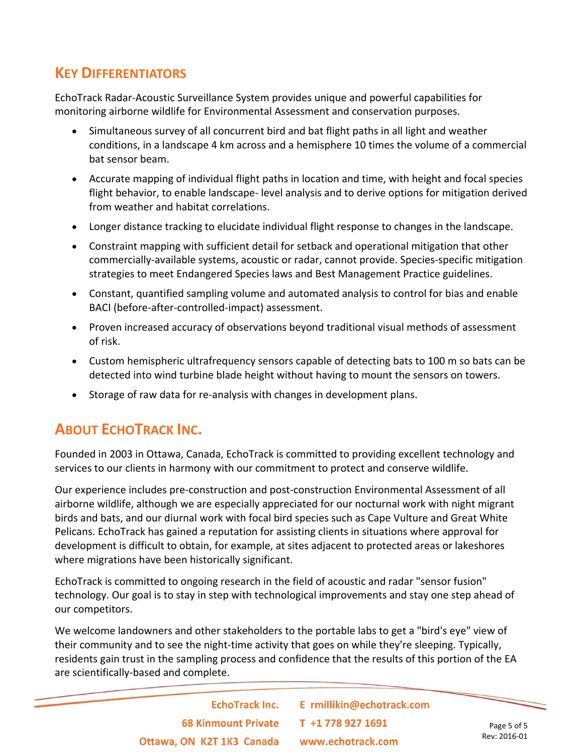## Key Differentiators

EchoTrack Radar-Acoustic Surveillance System provides unique and powerful capabilities for monitoring airborne wildlife for Environmental Assessment and conservation purposes.

- Simultaneous survey of all concurrent bird and bat flight paths in all light and weather conditions, in a landscape 4 km across and a hemisphere 10 times the volume of a commercial bat sensor beam.
- Accurate mapping of individual flight paths in location and time, with height and focal species flight behavior, to enable landscape- level analysis and to derive options for mitigation derived from weather and habitat correlations.
- Longer distance tracking to elucidate individual flight response to changes in the landscape.
- Constraint mapping with sufficient detail for setback and operational mitigation that other commercially-available systems, acoustic or radar, cannot provide. Species-specific mitigation strategies to meet Endangered Species laws and Best Management Practice guidelines.
- Constant, quantified sampling volume and automated analysis to control for bias and enable BACI (before-after-controlled-impact) assessment.
- Proven increased accuracy of observations beyond traditional visual methods of assessment of risk.
- Custom hemispheric ultrafrequency sensors capable of detecting bats to 100 m so bats can be detected into wind turbine blade height without having to mount the sensors on towers.
- Storage of raw data for re-analysis with changes in development plans.

## About EchoTrack Inc.

Founded in 2003 in Ottawa, Canada, EchoTrack is committed to providing excellent technology and services to our clients in harmony with our commitment to protect and conserve wildlife.

Our experience includes pre-construction and post-construction Environmental Assessment of all airborne wildlife, although we are especially appreciated for our nocturnal work with night migrant birds and bats, and our diurnal work with focal bird species such as Cape Vulture and Great White Pelicans. EchoTrack has gained a reputation for assisting clients in situations where approval for development is difficult to obtain, for example, at sites adjacent to protected areas or lakeshores where migrations have been historically significant.

EchoTrack is committed to ongoing research in the field of acoustic and radar "sensor fusion" technology. Our goal is to stay in step with technological improvements and stay one step ahead of our competitors.

We welcome landowners and other stakeholders to the portable labs to get a "bird's eye" view of their community and to see the night-time activity that goes on while they're sleeping. Typically, residents gain trust in the sampling process and confidence that the results of this portion of the EA are scientifically-based and complete.

EchoTrack Inc.
68 Kinmount Private
Ottawa, ON K2T 1K3 Canada

E rmillikin@echotrack.com
T +1 778 927 1691
www.echotrack.com

Rev: 2016-01